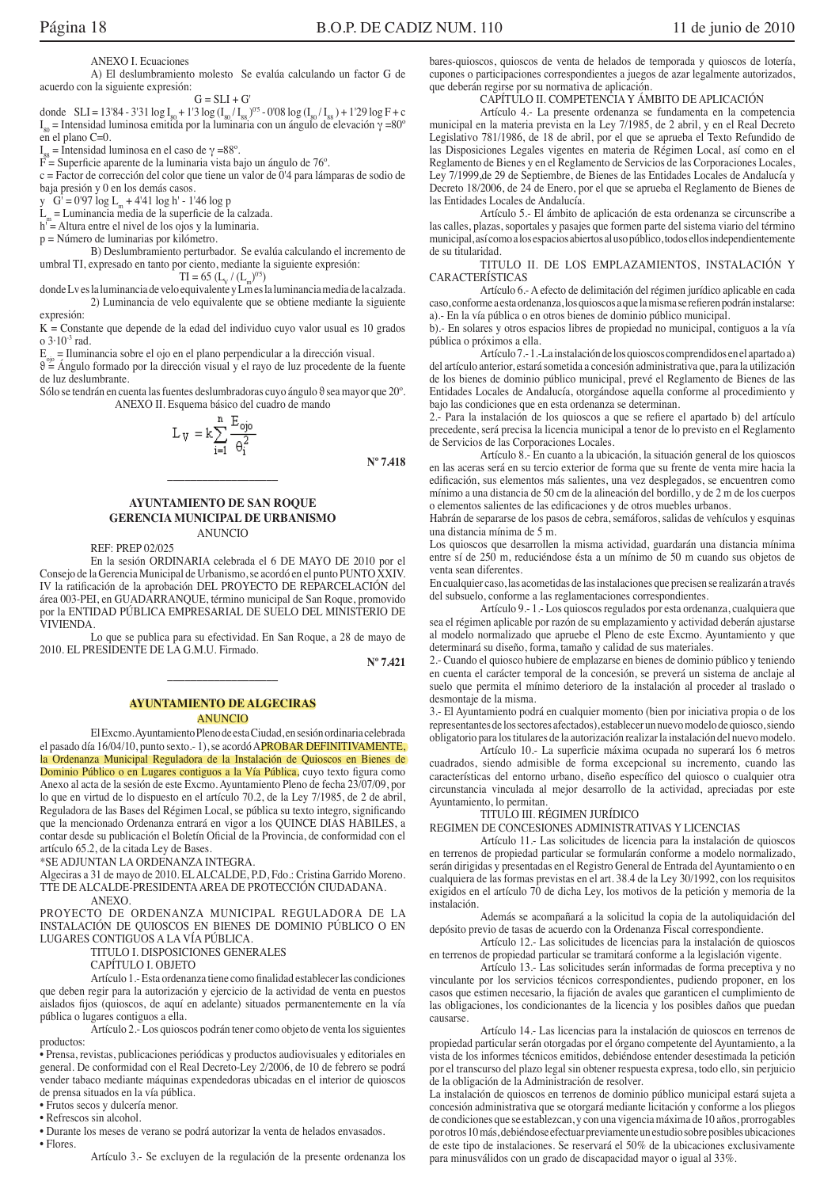ANEXO I. Ecuaciones

A) El deslumbramiento molesto Se evalúa calculando un factor G de acuerdo con la siguiente expresión:

$$G = SLI + G'$$

donde $SLI = 13'84 - 3'31 \log I_{80} + 1'3 \log (I_{80} / I_{88})^{0'5} - 0'08 \log (I_{80} / I_{88}) + 1'29 \log F + c$

$I_{80}$ = Intensidad luminosa emitida por la luminaria con un ángulo de elevación $\gamma = 80°$ en el plano C=0.

$I_{88}$ = Intensidad luminosa en el caso de $\gamma = 88°$.

F = Superficie aparente de la luminaria vista bajo un ángulo de 76º.

c = Factor de corrección del color que tiene un valor de 0'4 para lámparas de sodio de baja presión y 0 en los demás casos.

y $G' = 0'97 \log L_m + 4'41 \log h' - 1'46 \log p$

$L_m$ = Luminancia media de la superficie de la calzada.

h' = Altura entre el nivel de los ojos y la luminaria.

p = Número de luminarias por kilómetro.

B) Deslumbramiento perturbador. Se evalúa calculando el incremento de umbral TI, expresado en tanto por ciento, mediante la siguiente expresión:

$$TI = 65 \, (L_V / (L_m)^{0'5})$$

donde Lv es la luminancia de velo equivalente y Lm es la luminancia media de la calzada.

2) Luminancia de velo equivalente que se obtiene mediante la siguiente expresión:

K = Constante que depende de la edad del individuo cuyo valor usual es 10 grados o $3 \cdot 10^{-3}$ rad.

$E_{ojo}$ = Iluminancia sobre el ojo en el plano perpendicular a la dirección visual.

$\theta$ = Ángulo formado por la dirección visual y el rayo de luz procedente de la fuente de luz deslumbrante.

Sólo se tendrán en cuenta las fuentes deslumbradoras cuyo ángulo $\theta$ sea mayor que 20º.

ANEXO II. Esquema básico del cuadro de mando

$$L_V = k \sum_{i=1}^{n} \frac{E_{ojo}}{\theta_i^2}$$

**Nº 7.418**

---

## AYUNTAMIENTO DE SAN ROQUE
## GERENCIA MUNICIPAL DE URBANISMO
### ANUNCIO

REF: PREP 02/025

En la sesión ORDINARIA celebrada el 6 DE MAYO DE 2010 por el Consejo de la Gerencia Municipal de Urbanismo, se acordó en el punto PUNTO XXIV. IV la ratificación de la aprobación DEL PROYECTO DE REPARCELACIÓN del área 003-PEI, en GUADARRANQUE, término municipal de San Roque, promovido por la ENTIDAD PÚBLICA EMPRESARIAL DE SUELO DEL MINISTERIO DE VIVIENDA.

Lo que se publica para su efectividad. En San Roque, a 28 de mayo de 2010. EL PRESIDENTE DE LA G.M.U. Firmado.

**Nº 7.421**

---

## AYUNTAMIENTO DE ALGECIRAS
### ANUNCIO

El Excmo. Ayuntamiento Pleno de esta Ciudad, en sesión ordinaria celebrada el pasado día 16/04/10, punto sexto.- 1), se acordó APROBAR DEFINITIVAMENTE, la Ordenanza Municipal Reguladora de la Instalación de Quioscos en Bienes de Dominio Público o en Lugares contiguos a la Vía Pública, cuyo texto figura como Anexo al acta de la sesión de este Excmo. Ayuntamiento Pleno de fecha 23/07/09, por lo que en virtud de lo dispuesto en el artículo 70.2, de la Ley 7/1985, de 2 de abril, Reguladora de las Bases del Régimen Local, se pública su texto integro, significando que la mencionado Ordenanza entrará en vigor a los QUINCE DIAS HABILES, a contar desde su publicación el Boletín Oficial de la Provincia, de conformidad con el artículo 65.2, de la citada Ley de Bases.

*SE ADJUNTAN LA ORDENANZA INTEGRA.

Algeciras a 31 de mayo de 2010. EL ALCALDE, P.D, Fdo.: Cristina Garrido Moreno. TTE DE ALCALDE-PRESIDENTA AREA DE PROTECCIÓN CIUDADANA.

ANEXO.

PROYECTO DE ORDENANZA MUNICIPAL REGULADORA DE LA INSTALACIÓN DE QUIOSCOS EN BIENES DE DOMINIO PÚBLICO O EN LUGARES CONTIGUOS A LA VÍA PÚBLICA.

TITULO I. DISPOSICIONES GENERALES

CAPÍTULO I. OBJETO

Artículo 1.- Esta ordenanza tiene como finalidad establecer las condiciones que deben regir para la autorización y ejercicio de la actividad de venta en puestos aislados fijos (quioscos, de aquí en adelante) situados permanentemente en la vía pública o lugares contiguos a ella.

Artículo 2.- Los quioscos podrán tener como objeto de venta los siguientes productos:

- Prensa, revistas, publicaciones periódicas y productos audiovisuales y editoriales en general. De conformidad con el Real Decreto-Ley 2/2006, de 10 de febrero se podrá vender tabaco mediante máquinas expendedoras ubicadas en el interior de quioscos de prensa situados en la vía pública.
- Frutos secos y dulcería menor.
- Refrescos sin alcohol.
- Durante los meses de verano se podrá autorizar la venta de helados envasados.
- Flores.

Artículo 3.- Se excluyen de la regulación de la presente ordenanza los bares-quioscos, quioscos de venta de helados de temporada y quioscos de lotería, cupones o participaciones correspondientes a juegos de azar legalmente autorizados, que deberán regirse por su normativa de aplicación.

CAPÍTULO II. COMPETENCIA Y ÁMBITO DE APLICACIÓN

Artículo 4.- La presente ordenanza se fundamenta en la competencia municipal en la materia prevista en la Ley 7/1985, de 2 de abril, y en el Real Decreto Legislativo 781/1986, de 18 de abril, por el que se aprueba el Texto Refundido de las Disposiciones Legales vigentes en materia de Régimen Local, así como en el Reglamento de Bienes y en el Reglamento de Servicios de las Corporaciones Locales, Ley 7/1999,de 29 de Septiembre, de Bienes de las Entidades Locales de Andalucía y Decreto 18/2006, de 24 de Enero, por el que se aprueba el Reglamento de Bienes de las Entidades Locales de Andalucía.

Artículo 5.- El ámbito de aplicación de esta ordenanza se circunscribe a las calles, plazas, soportales y pasajes que formen parte del sistema viario del término municipal, así como a los espacios abiertos al uso público, todos ellos independientemente de su titularidad.

TITULO II. DE LOS EMPLAZAMIENTOS, INSTALACIÓN Y CARACTERÍSTICAS

Artículo 6.- A efecto de delimitación del régimen jurídico aplicable en cada caso, conforme a esta ordenanza, los quioscos a que la misma se refieren podrán instalarse:

a).- En la vía pública o en otros bienes de dominio público municipal.

b).- En solares y otros espacios libres de propiedad no municipal, contiguos a la vía pública o próximos a ella.

Artículo 7.- 1.-La instalación de los quioscos comprendidos en el apartado a) del artículo anterior, estará sometida a concesión administrativa que, para la utilización de los bienes de dominio público municipal, prevé el Reglamento de Bienes de las Entidades Locales de Andalucía, otorgándose aquella conforme al procedimiento y bajo las condiciones que en esta ordenanza se determinan.

2.- Para la instalación de los quioscos a que se refiere el apartado b) del artículo precedente, será precisa la licencia municipal a tenor de lo previsto en el Reglamento de Servicios de las Corporaciones Locales.

Artículo 8.- En cuanto a la ubicación, la situación general de los quioscos en las aceras será en su tercio exterior de forma que su frente de venta mire hacia la edificación, sus elementos más salientes, una vez desplegados, se encuentren como mínimo a una distancia de 50 cm de la alineación del bordillo, y de 2 m de los cuerpos o elementos salientes de las edificaciones y de otros muebles urbanos.

Habrán de separarse de los pasos de cebra, semáforos, salidas de vehículos y esquinas una distancia mínima de 5 m.

Los quioscos que desarrollen la misma actividad, guardarán una distancia mínima entre sí de 250 m, reduciéndose ésta a un mínimo de 50 m cuando sus objetos de venta sean diferentes.

En cualquier caso, las acometidas de las instalaciones que precisen se realizarán a través del subsuelo, conforme a las reglamentaciones correspondientes.

Artículo 9.- 1.- Los quioscos regulados por esta ordenanza, cualquiera que sea el régimen aplicable por razón de su emplazamiento y actividad deberán ajustarse al modelo normalizado que apruebe el Pleno de este Excmo. Ayuntamiento y que determinará su diseño, forma, tamaño y calidad de sus materiales.

2.- Cuando el quiosco hubiere de emplazarse en bienes de dominio público y teniendo en cuenta el carácter temporal de la concesión, se preverá un sistema de anclaje al suelo que permita el mínimo deterioro de la instalación al proceder al traslado o desmontaje de la misma.

3.- El Ayuntamiento podrá en cualquier momento (bien por iniciativa propia o de los representantes de los sectores afectados), establecer un nuevo modelo de quiosco, siendo obligatorio para los titulares de la autorización realizar la instalación del nuevo modelo.

Artículo 10.- La superficie máxima ocupada no superará los 6 metros cuadrados, siendo admisible de forma excepcional su incremento, cuando las características del entorno urbano, diseño específico del quiosco o cualquier otra circunstancia vinculada al mejor desarrollo de la actividad, apreciadas por este Ayuntamiento, lo permitan.

TITULO III. RÉGIMEN JURÍDICO

REGIMEN DE CONCESIONES ADMINISTRATIVAS Y LICENCIAS

Artículo 11.- Las solicitudes de licencia para la instalación de quioscos en terrenos de propiedad particular se formularán conforme a modelo normalizado, serán dirigidas y presentadas en el Registro General de Entrada del Ayuntamiento o en cualquiera de las formas previstas en el art. 38.4 de la Ley 30/1992, con los requisitos exigidos en el artículo 70 de dicha Ley, los motivos de la petición y memoria de la instalación.

Además se acompañará a la solicitud la copia de la autoliquidación del depósito previo de tasas de acuerdo con la Ordenanza Fiscal correspondiente.

Artículo 12.- Las solicitudes de licencias para la instalación de quioscos en terrenos de propiedad particular se tramitará conforme a la legislación vigente.

Artículo 13.- Las solicitudes serán informadas de forma preceptiva y no vinculante por los servicios técnicos correspondientes, pudiendo proponer, en los casos que estimen necesario, la fijación de avales que garanticen el cumplimiento de las obligaciones, los condicionantes de la licencia y los posibles daños que puedan causarse.

Artículo 14.- Las licencias para la instalación de quioscos en terrenos de propiedad particular serán otorgadas por el órgano competente del Ayuntamiento, a la vista de los informes técnicos emitidos, debiéndose entender desestimada la petición por el transcurso del plazo legal sin obtener respuesta expresa, todo ello, sin perjuicio de la obligación de la Administración de resolver.

La instalación de quioscos en terrenos de dominio público municipal estará sujeta a concesión administrativa que se otorgará mediante licitación y conforme a los pliegos de condiciones que se establezcan, y con una vigencia máxima de 10 años, prorrogables por otros 10 más, debiéndose efectuar previamente un estudio sobre posibles ubicaciones de este tipo de instalaciones. Se reservará el 50% de las ubicaciones exclusivamente para minusválidos con un grado de discapacidad mayor o igual al 33%.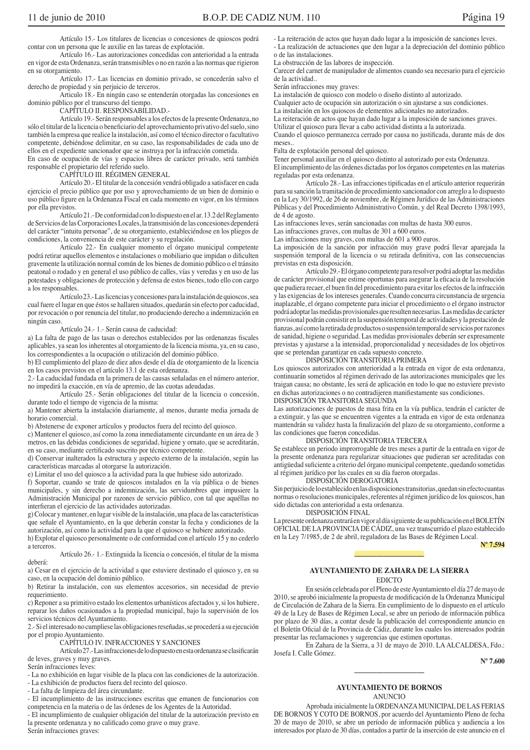Artículo 15.- Los titulares de licencias o concesiones de quioscos podrá contar con un persona que le auxilie en las tareas de explotación.

Artículo 16.- Las autorizaciones concedidas con anterioridad a la entrada en vigor de esta Ordenanza, serán transmisibles o no en razón a las normas que rigieron en su otorgamiento.

Artículo 17.- Las licencias en dominio privado, se concederán salvo el derecho de propiedad y sin perjuicio de terceros.

Articulo 18.- En ningún caso se entenderán otorgadas las concesiones en dominio público por el transcurso del tiempo.

CAPÍTULO II. RESPONSABILIDAD.-

Artículo 19.- Serán responsables a los efectos de la presente Ordenanza, no sólo el titular de la licencia o beneficiario del aprovechamiento privativo del suelo, sino también la empresa que realice la instalación, así como el técnico director o facultativo competente, debiéndose delimitar, en su caso, las responsabilidades de cada uno de ellos en el expediente sancionador que se instruya por la infracción cometida.

En caso de ocupación de vías y espacios libres de carácter privado, será también responsable el propietario del referido suelo.

CAPÍTULO III. RÉGIMEN GENERAL

Artículo 20.- El titular de la concesión vendrá obligado a satisfacer en cada ejercicio el precio público que por uso y aprovechamiento de un bien de dominio o uso público figure en la Ordenanza Fiscal en cada momento en vigor, en los términos por ella previstos.

Artículo 21.- De conformidad con lo dispuesto en el ar. 13.2 del Reglamento de Servicios de las Corporaciones Locales, la transmisión de las concesiones dependerá del carácter "intuitu personae" de su otorgamiento, estableciéndose en los pliegos de condiciones, la conveniencia de este carácter y su regulación.

Artículo 22.- En cualquier momento el órgano municipal competente podrá retirar aquellos elementos e instalaciones o mobiliario que impidan o dificulten gravemente la utilización normal común de los bienes de dominio público o el tránsito peatonal o rodado y en general el uso público de calles, vías y veredas y en uso de las potestades y obligaciones de protección y defensa de estos bienes, todo ello con cargo a los responsables.

Artículo 23.- Las licencias y concesiones para la instalación de quioscos, sea cual fuere el lugar en que éstos se hallaren situados, quedarán sin efecto por caducidad, por revocación o por renuncia del titular, no produciendo derecho a indemnización en ningún caso.

Artículo 24.- 1.- Serán causa de caducidad:

a) La falta de pago de las tasas o derechos establecidos por las ordenanzas fiscales aplicables, ya sean los inherentes al otorgamiento de la licencia misma, ya, en su caso, los correspondientes a la ocupación o utilización del dominio público.

b) El cumplimiento del plazo de diez años desde el día de otorgamiento de la licencia en los casos previstos en el artículo 13.1 de esta ordenanza.

2.- La caducidad fundada en la primera de las causas señaladas en el número anterior, no impedirá la exacción, en vía de apremio, de las cuotas adeudadas.

Artículo 25.- Serán obligaciones del titular de la licencia o concesión, durante todo el tiempo de vigencia de la misma:

a) Mantener abierta la instalación diariamente, al menos, durante media jornada de horario comercial.

b) Abstenerse de exponer artículos y productos fuera del recinto del quiosco.

c) Mantener el quiosco, así como la zona inmediatamente circundante en un área de 3 metros, en las debidas condiciones de seguridad, higiene y ornato, que se acreditarán, en su caso, mediante certificado suscrito por técnico competente.

d) Conservar inalterados la estructura y aspecto externo de la instalación, según las características marcadas al otorgarse la autorización.

e) Limitar el uso del quiosco a la actividad para la que hubiese sido autorizado.

f) Soportar, cuando se trate de quioscos instalados en la vía pública o de bienes municipales, y sin derecho a indemnización, las servidumbres que impusiere la Administración Municipal por razones de servicio público, con tal que aquéllas no interfieran el ejercicio de las actividades autorizadas.

g) Colocar y mantener, en lugar visible de la instalación, una placa de las características que señale el Ayuntamiento, en la que deberán constar la fecha y condiciones de la autorización, así como la actividad para la que el quiosco se hubiere autorizado.

h) Explotar el quiosco personalmente o de conformidad con el artículo 15 y no cederlo a terceros.

Artículo 26.- 1.- Extinguida la licencia o concesión, el titular de la misma deberá:

a) Cesar en el ejercicio de la actividad a que estuviere destinado el quiosco y, en su caso, en la ocupación del dominio público.

b) Retirar la instalación, con sus elementos accesorios, sin necesidad de previo requerimiento.

c) Reponer a su primitivo estado los elementos urbanísticos afectados y, si los hubiere, reparar los daños ocasionados a la propiedad municipal, bajo la supervisión de los servicios técnicos del Ayuntamiento.

2.- Si el interesado no cumpliese las obligaciones reseñadas, se procederá a su ejecución por el propio Ayuntamiento.

CAPÍTULO IV. INFRACCIONES Y SANCIONES

Artículo 27.- Las infracciones de lo dispuesto en esta ordenanza se clasificarán de leves, graves y muy graves.

Serán infracciones leves:

- La no exhibición en lugar visible de la placa con las condiciones de la autorización.
- La exhibición de productos fuera del recinto del quiosco.
- La falta de limpieza del área circundante.
- El incumplimiento de las instrucciones escritas que emanen de funcionarios con competencia en la materia o de las órdenes de los Agentes de la Autoridad.
- El incumplimiento de cualquier obligación del titular de la autorización previsto en la presente ordenanza y no calificado como grave o muy grave.

Serán infracciones graves:

- La reiteración de actos que hayan dado lugar a la imposición de sanciones leves.
- La realización de actuaciones que den lugar a la depreciación del dominio público o de las instalaciones.

La obstrucción de las labores de inspección.

Carecer del carnet de manipulador de alimentos cuando sea necesario para el ejercicio de la actividad..

Serán infracciones muy graves:

La instalación de quiosco con modelo o diseño distinto al autorizado.

Cualquier acto de ocupación sin autorización o sin ajustarse a sus condiciones.

La instalación en los quioscos de elementos adicionales no autorizados.

La reiteración de actos que hayan dado lugar a la imposición de sanciones graves.

Utilizar el quiosco para llevar a cabo actividad distinta a la autorizada.

Cuando el quiosco permanezca cerrado por causa no justificada, durante más de dos meses..

Falta de explotación personal del quiosco.

Tener personal auxiliar en el quiosco distinto al autorizado por esta Ordenanza.

El incumplimiento de las órdenes dictadas por los órganos competentes en las materias reguladas por esta ordenanza.

Artículo 28.- Las infracciones tipificadas en el artículo anterior requerirán para su sanción la tramitación de procedimiento sancionador con arreglo a lo dispuesto en la Ley 30/1992, de 26 de noviembre, de Régimen Jurídico de las Administraciones Públicas y del Procedimiento Administrativo Común, y del Real Decreto 1398/1993, de 4 de agosto.

Las infracciones leves, serán sancionadas con multas de hasta 300 euros.

Las infracciones graves, con multas de 301 a 600 euros.

Las infracciones muy graves, con multas de 601 a 900 euros.

La imposición de la sanción por infracción muy grave podrá llevar aparejada la suspensión temporal de la licencia o su retirada definitiva, con las consecuencias previstas en esta disposición.

Artículo 29.- El órgano competente para resolver podrá adoptar las medidas de carácter provisional que estime oportunas para asegurar la eficacia de la resolución que pudiera recaer, el buen fin del procedimiento para evitar los efectos de la infracción y las exigencias de los intereses generales. Cuando concurra circunstancia de urgencia inaplazable, el órgano competente para iniciar el procedimiento o el órgano instructor podrá adoptar las medidas provisionales que resulten necesarias. Las medidas de carácter provisional podrán consistir en la suspensión temporal de actividades y la prestación de fianzas, así como la retirada de productos o suspensión temporal de servicios por razones de sanidad, higiene o seguridad. Las medidas provisionales deberán ser expresamente previstas y ajustarse a la intensidad, proporcionalidad y necesidades de los objetivos que se pretendan garantizar en cada supuesto concreto.

DISPOSICIÓN TRANSITORIA PRIMERA

Los quioscos autorizados con anterioridad a la entrada en vigor de esta ordenanza, continuarán sometidos al régimen derivado de las autorizaciones municipales que les traigan causa; no obstante, les será de aplicación en todo lo que no estuviere previsto en dichas autorizaciones o no contradijeren manifiestamente sus condiciones.

DISPOSICIÓN TRANSITORIA SEGUNDA

Las autorizaciones de puestos de masa frita en la vía publica, tendrán el carácter de a extinguir, y las que se encuentren vigentes a la entrada en vigor de esta ordenanza mantendrán su validez hasta la finalización del plazo de su otorgamiento, conforme a las condiciones que fueron concedidas.

DISPOSICIÓN TRANSITORIA TERCERA

Se establece un periodo improrrogable de tres meses a partir de la entrada en vigor de la presente ordenanza para regularizar situaciones que pudieran ser acreditadas con antigüedad suficiente a criterio del órgano municipal competente, quedando sometidas al régimen jurídico por las cuales en su día fueron otorgadas.

DISPOSICIÓN DEROGATORIA

Sin perjuicio de lo establecido en las disposiciones transitorias, quedan sin efecto cuantas normas o resoluciones municipales, referentes al régimen jurídico de los quioscos, han sido dictadas con anterioridad a esta ordenanza.

DISPOSICIÓN FINAL

La presente ordenanza entrará en vigor al día siguiente de su publicación en el BOLETÍN OFICIAL DE LA PROVINCIA DE CÁDIZ, una vez transcurrido el plazo establecido en la Ley 7/1985, de 2 de abril, reguladora de las Bases de Régimen Local.

**Nº 7.594**

---

## AYUNTAMIENTO DE ZAHARA DE LA SIERRA

EDICTO

En sesión celebrada por el Pleno de este Ayuntamiento el día 27 de mayo de 2010, se aprobó inicialmente la propuesta de modificación de la Ordenanza Municipal de Circulación de Zahara de la Sierra. En cumplimiento de lo dispuesto en el artículo 49 de la Ley de Bases de Régimen Local, se abre un periodo de información pública por plazo de 30 días, a contar desde la publicación del correspondiente anuncio en el Boletín Oficial de la Provincia de Cádiz, durante los cuales los interesados podrán presentar las reclamaciones y sugerencias que estimen oportunas.

En Zahara de la Sierra, a 31 de mayo de 2010. LA ALCALDESA, Fdo.: Josefa I. Calle Gómez.

**Nº 7.600**

---

## AYUNTAMIENTO DE BORNOS

ANUNCIO

Aprobada inicialmente la ORDENANZA MUNICIPAL DE LAS FERIAS DE BORNOS Y COTO DE BORNOS, por acuerdo del Ayuntamiento Pleno de fecha 20 de mayo de 2010, se abre un período de información pública y audiencia a los interesados por plazo de 30 días, contados a partir de la inserción de este anuncio en el